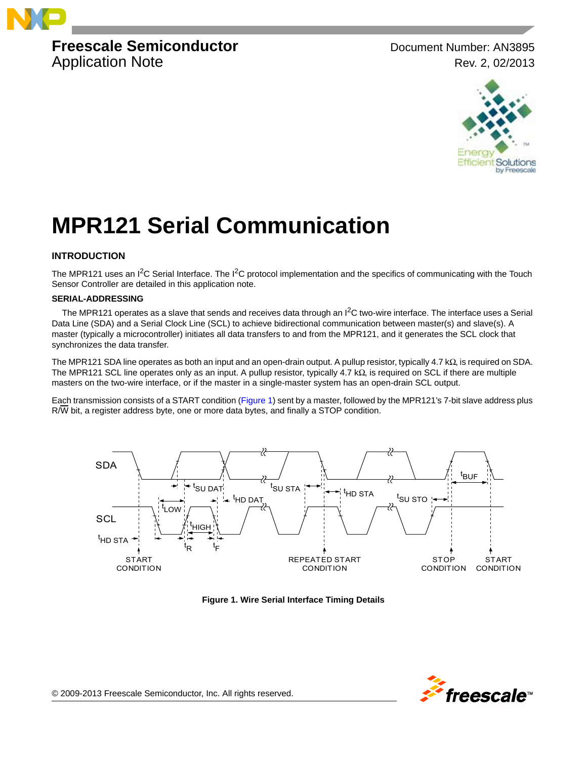**Freescale Semiconductor**
Application Note

Document Number: AN3895
Rev. 2, 02/2013

# MPR121 Serial Communication

## INTRODUCTION

The MPR121 uses an $I^2C$ Serial Interface. The $I^2C$ protocol implementation and the specifics of communicating with the Touch Sensor Controller are detailed in this application note.

### SERIAL-ADDRESSING

The MPR121 operates as a slave that sends and receives data through an $I^2C$ two-wire interface. The interface uses a Serial Data Line (SDA) and a Serial Clock Line (SCL) to achieve bidirectional communication between master(s) and slave(s). A master (typically a microcontroller) initiates all data transfers to and from the MPR121, and it generates the SCL clock that synchronizes the data transfer.

The MPR121 SDA line operates as both an input and an open-drain output. A pullup resistor, typically 4.7 kΩ, is required on SDA. The MPR121 SCL line operates only as an input. A pullup resistor, typically 4.7 kΩ, is required on SCL if there are multiple masters on the two-wire interface, or if the master in a single-master system has an open-drain SCL output.

Each transmission consists of a START condition (Figure 1) sent by a master, followed by the MPR121's 7-bit slave address plus R/$\overline{W}$ bit, a register address byte, one or more data bytes, and finally a STOP condition.

**Figure 1. Wire Serial Interface Timing Details**

© 2009-2013 Freescale Semiconductor, Inc. All rights reserved.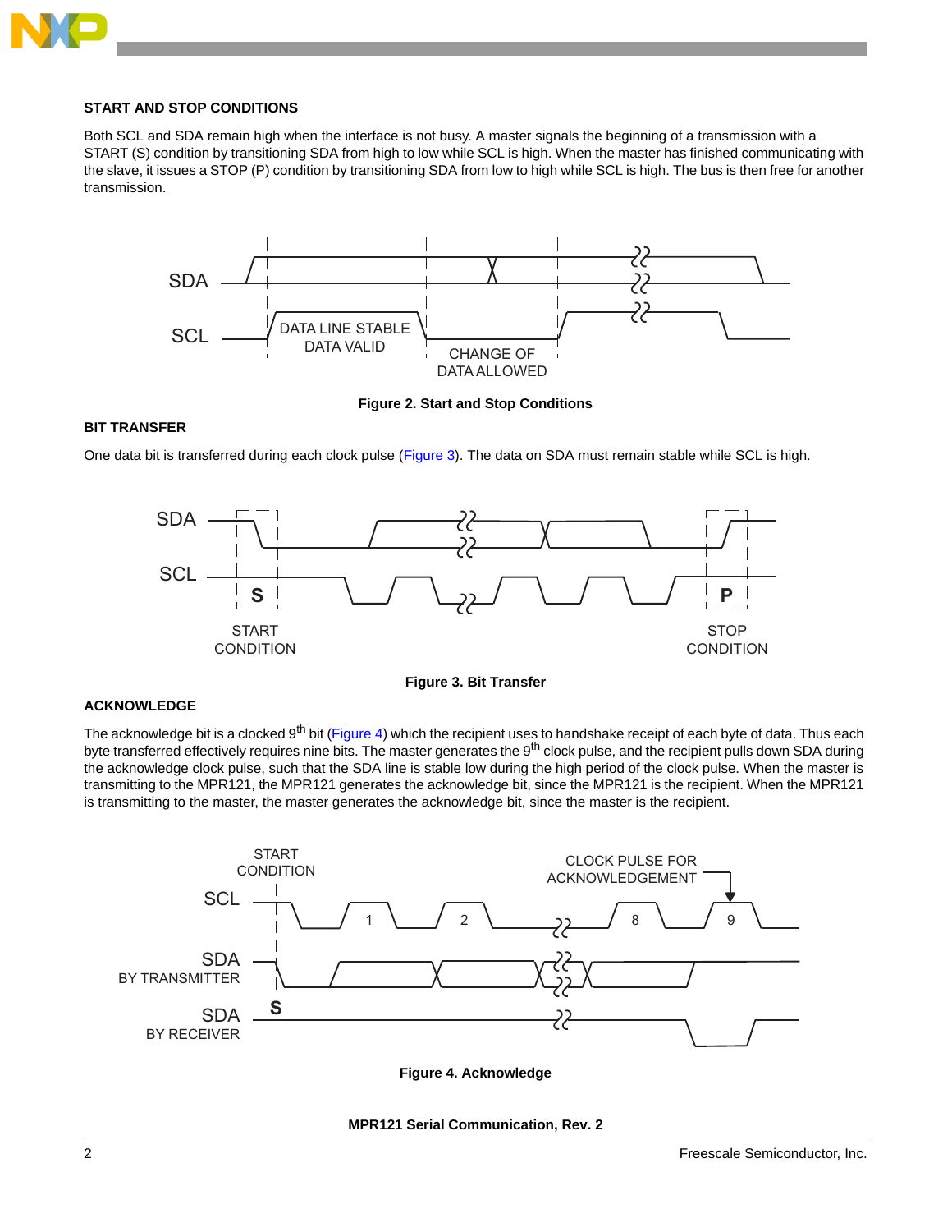### START AND STOP CONDITIONS

Both SCL and SDA remain high when the interface is not busy. A master signals the beginning of a transmission with a START (S) condition by transitioning SDA from high to low while SCL is high. When the master has finished communicating with the slave, it issues a STOP (P) condition by transitioning SDA from low to high while SCL is high. The bus is then free for another transmission.

**Figure 2. Start and Stop Conditions**

### BIT TRANSFER

One data bit is transferred during each clock pulse (Figure 3). The data on SDA must remain stable while SCL is high.

**Figure 3. Bit Transfer**

### ACKNOWLEDGE

The acknowledge bit is a clocked 9th bit (Figure 4) which the recipient uses to handshake receipt of each byte of data. Thus each byte transferred effectively requires nine bits. The master generates the 9th clock pulse, and the recipient pulls down SDA during the acknowledge clock pulse, such that the SDA line is stable low during the high period of the clock pulse. When the master is transmitting to the MPR121, the MPR121 generates the acknowledge bit, since the MPR121 is the recipient. When the MPR121 is transmitting to the master, the master generates the acknowledge bit, since the master is the recipient.

**Figure 4. Acknowledge**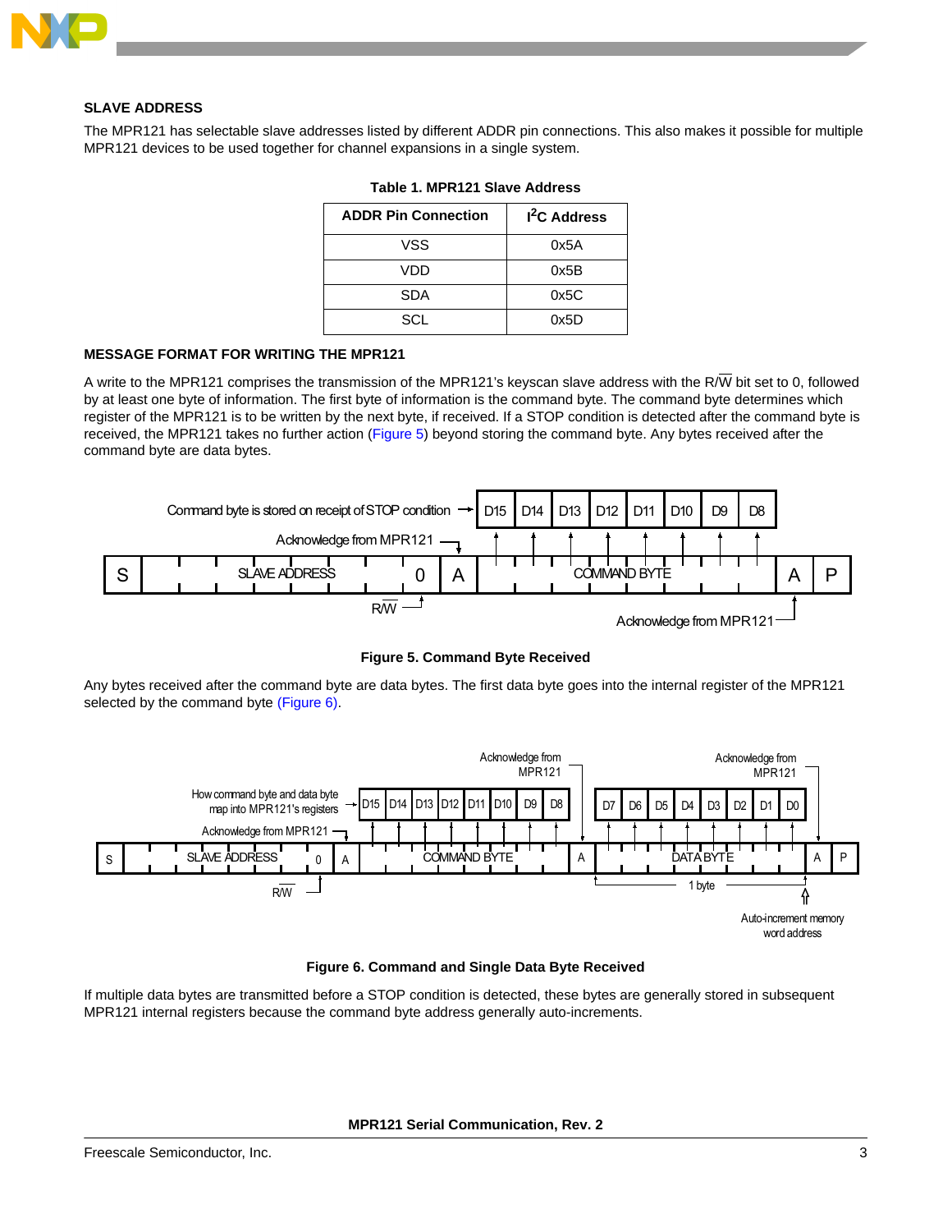## SLAVE ADDRESS

The MPR121 has selectable slave addresses listed by different ADDR pin connections. This also makes it possible for multiple MPR121 devices to be used together for channel expansions in a single system.

**Table 1. MPR121 Slave Address**

| ADDR Pin Connection | I²C Address |
|---|---|
| VSS | 0x5A |
| VDD | 0x5B |
| SDA | 0x5C |
| SCL | 0x5D |

## MESSAGE FORMAT FOR WRITING THE MPR121

A write to the MPR121 comprises the transmission of the MPR121's keyscan slave address with the R/W bit set to 0, followed by at least one byte of information. The first byte of information is the command byte. The command byte determines which register of the MPR121 is to be written by the next byte, if received. If a STOP condition is detected after the command byte is received, the MPR121 takes no further action (Figure 5) beyond storing the command byte. Any bytes received after the command byte are data bytes.

**Figure 5. Command Byte Received**

Any bytes received after the command byte are data bytes. The first data byte goes into the internal register of the MPR121 selected by the command byte (Figure 6).

**Figure 6. Command and Single Data Byte Received**

If multiple data bytes are transmitted before a STOP condition is detected, these bytes are generally stored in subsequent MPR121 internal registers because the command byte address generally auto-increments.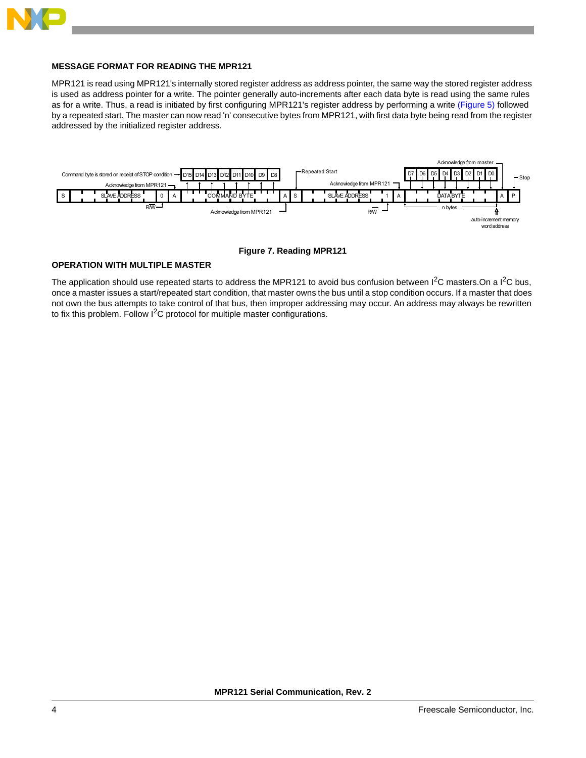### MESSAGE FORMAT FOR READING THE MPR121

MPR121 is read using MPR121's internally stored register address as address pointer, the same way the stored register address is used as address pointer for a write. The pointer generally auto-increments after each data byte is read using the same rules as for a write. Thus, a read is initiated by first configuring MPR121's register address by performing a write (Figure 5) followed by a repeated start. The master can now read 'n' consecutive bytes from MPR121, with first data byte being read from the register addressed by the initialized register address.

Command byte is stored on receipt of STOP condition → D15 D14 D13 D12 D11 D10 D9 D8

Acknowledge from MPR121

| S | SLAVE ADDRESS | 0 | A | COMMAND BYTE | A | S | SLAVE ADDRESS | 1 | A | DATA BYTE | A | P |
|---|---|---|---|---|---|---|---|---|---|---|---|---|

R/W — Acknowledge from MPR121 — Repeated Start — Acknowledge from MPR121 — R/W — D7 D6 D5 D4 D3 D2 D1 D0 — Acknowledge from master — Stop — n bytes — auto-increment memory word address

**Figure 7. Reading MPR121**

### OPERATION WITH MULTIPLE MASTER

The application should use repeated starts to address the MPR121 to avoid bus confusion between $I^2C$ masters.On a $I^2C$ bus, once a master issues a start/repeated start condition, that master owns the bus until a stop condition occurs. If a master that does not own the bus attempts to take control of that bus, then improper addressing may occur. An address may always be rewritten to fix this problem. Follow $I^2C$ protocol for multiple master configurations.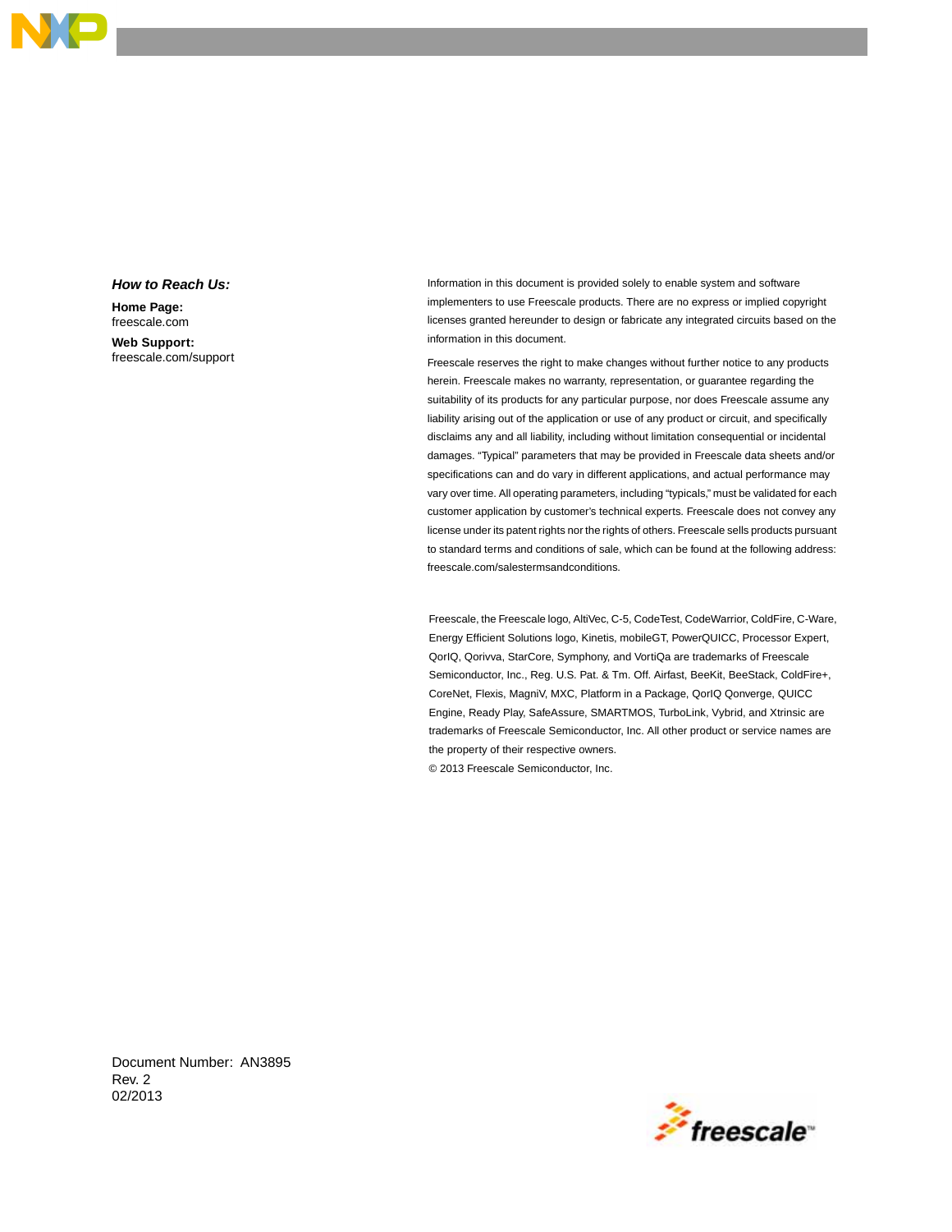***How to Reach Us:***

**Home Page:**
freescale.com

**Web Support:**
freescale.com/support

Information in this document is provided solely to enable system and software implementers to use Freescale products. There are no express or implied copyright licenses granted hereunder to design or fabricate any integrated circuits based on the information in this document.

Freescale reserves the right to make changes without further notice to any products herein. Freescale makes no warranty, representation, or guarantee regarding the suitability of its products for any particular purpose, nor does Freescale assume any liability arising out of the application or use of any product or circuit, and specifically disclaims any and all liability, including without limitation consequential or incidental damages. “Typical” parameters that may be provided in Freescale data sheets and/or specifications can and do vary in different applications, and actual performance may vary over time. All operating parameters, including “typicals,” must be validated for each customer application by customer’s technical experts. Freescale does not convey any license under its patent rights nor the rights of others. Freescale sells products pursuant to standard terms and conditions of sale, which can be found at the following address: freescale.com/salestermsandconditions.

Freescale, the Freescale logo, AltiVec, C-5, CodeTest, CodeWarrior, ColdFire, C-Ware, Energy Efficient Solutions logo, Kinetis, mobileGT, PowerQUICC, Processor Expert, QorIQ, Qorivva, StarCore, Symphony, and VortiQa are trademarks of Freescale Semiconductor, Inc., Reg. U.S. Pat. & Tm. Off. Airfast, BeeKit, BeeStack, ColdFire+, CoreNet, Flexis, MagniV, MXC, Platform in a Package, QorIQ Qonverge, QUICC Engine, Ready Play, SafeAssure, SMARTMOS, TurboLink, Vybrid, and Xtrinsic are trademarks of Freescale Semiconductor, Inc. All other product or service names are the property of their respective owners.
© 2013 Freescale Semiconductor, Inc.

Document Number: AN3895
Rev. 2
02/2013